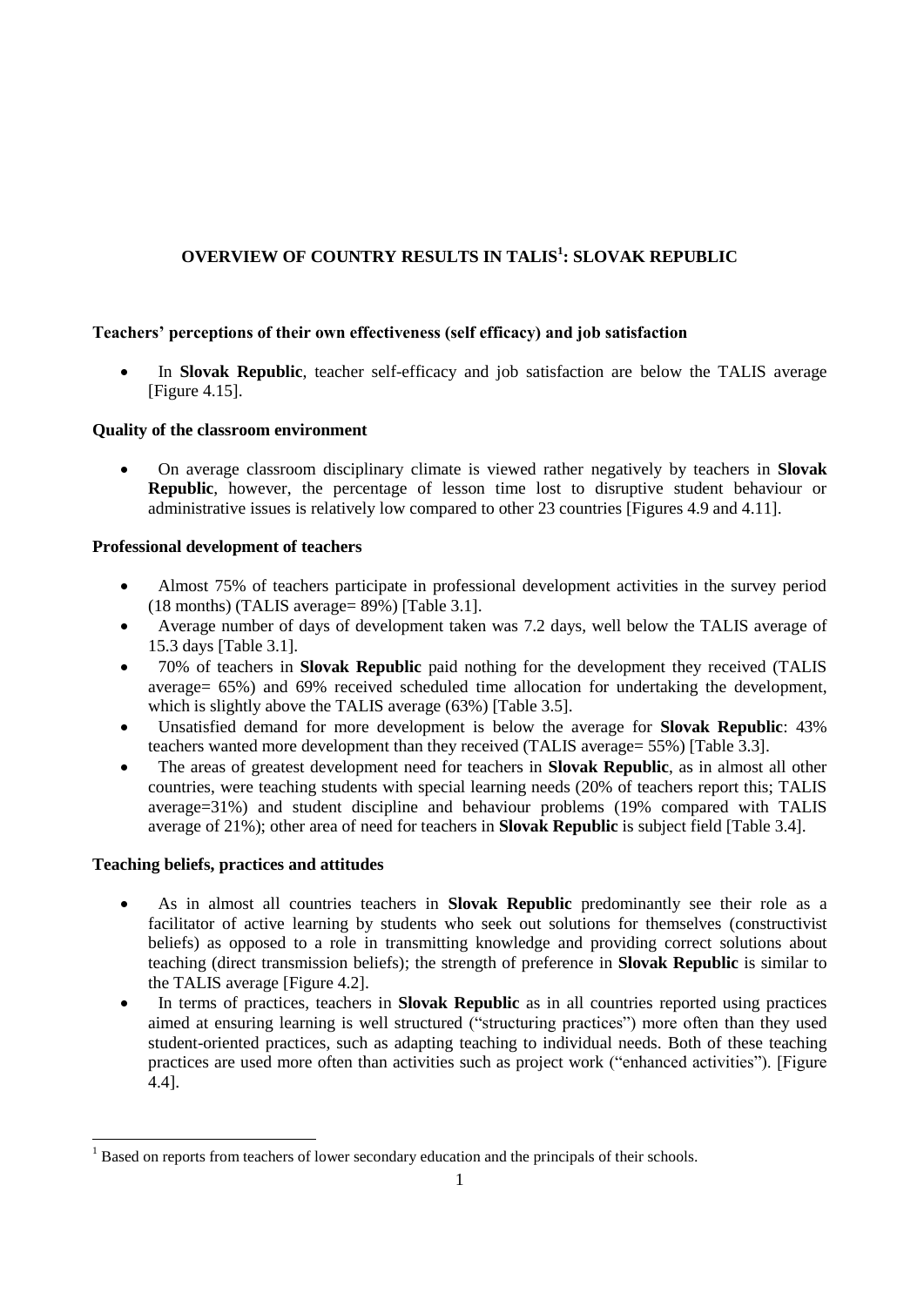# OVERVIEW OF COUNTRY RESULTS IN TALIS[1]: SLOVAK REPUBLIC

**Teachers' perceptions of their own effectiveness (self efficacy) and job satisfaction**

- In **Slovak Republic**, teacher self-efficacy and job satisfaction are below the TALIS average [Figure 4.15].

**Quality of the classroom environment**

- On average classroom disciplinary climate is viewed rather negatively by teachers in **Slovak Republic**, however, the percentage of lesson time lost to disruptive student behaviour or administrative issues is relatively low compared to other 23 countries [Figures 4.9 and 4.11].

**Professional development of teachers**

- Almost 75% of teachers participate in professional development activities in the survey period (18 months) (TALIS average= 89%) [Table 3.1].
- Average number of days of development taken was 7.2 days, well below the TALIS average of 15.3 days [Table 3.1].
- 70% of teachers in **Slovak Republic** paid nothing for the development they received (TALIS average= 65%) and 69% received scheduled time allocation for undertaking the development, which is slightly above the TALIS average (63%) [Table 3.5].
- Unsatisfied demand for more development is below the average for **Slovak Republic**: 43% teachers wanted more development than they received (TALIS average= 55%) [Table 3.3].
- The areas of greatest development need for teachers in **Slovak Republic**, as in almost all other countries, were teaching students with special learning needs (20% of teachers report this; TALIS average=31%) and student discipline and behaviour problems (19% compared with TALIS average of 21%); other area of need for teachers in **Slovak Republic** is subject field [Table 3.4].

**Teaching beliefs, practices and attitudes**

- As in almost all countries teachers in **Slovak Republic** predominantly see their role as a facilitator of active learning by students who seek out solutions for themselves (constructivist beliefs) as opposed to a role in transmitting knowledge and providing correct solutions about teaching (direct transmission beliefs); the strength of preference in **Slovak Republic** is similar to the TALIS average [Figure 4.2].
- In terms of practices, teachers in **Slovak Republic** as in all countries reported using practices aimed at ensuring learning is well structured ("structuring practices") more often than they used student-oriented practices, such as adapting teaching to individual needs. Both of these teaching practices are used more often than activities such as project work ("enhanced activities"). [Figure 4.4].

[1] Based on reports from teachers of lower secondary education and the principals of their schools.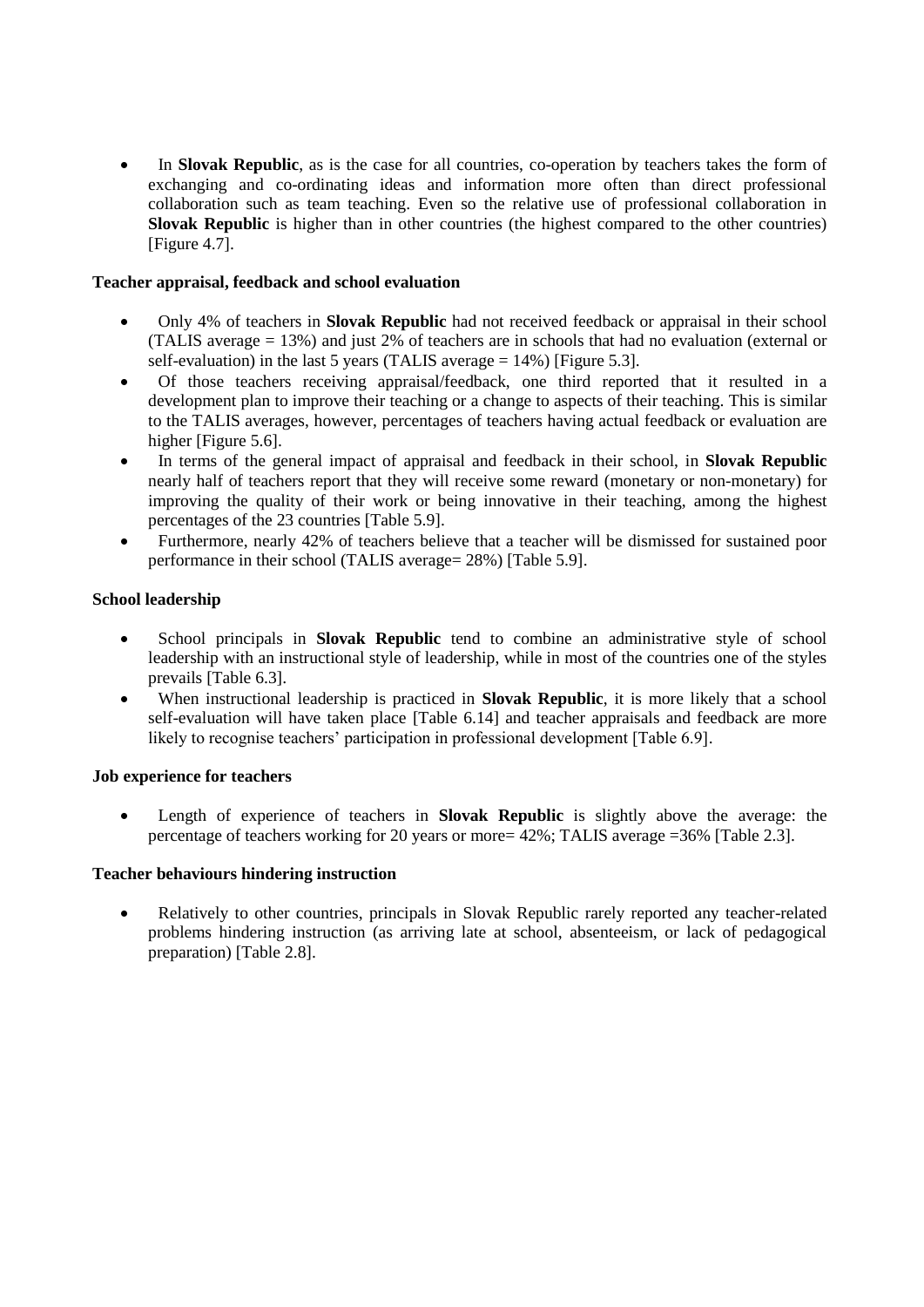- In **Slovak Republic**, as is the case for all countries, co-operation by teachers takes the form of exchanging and co-ordinating ideas and information more often than direct professional collaboration such as team teaching. Even so the relative use of professional collaboration in **Slovak Republic** is higher than in other countries (the highest compared to the other countries) [Figure 4.7].

**Teacher appraisal, feedback and school evaluation**

- Only 4% of teachers in **Slovak Republic** had not received feedback or appraisal in their school (TALIS average = 13%) and just 2% of teachers are in schools that had no evaluation (external or self-evaluation) in the last 5 years (TALIS average = 14%) [Figure 5.3].
- Of those teachers receiving appraisal/feedback, one third reported that it resulted in a development plan to improve their teaching or a change to aspects of their teaching. This is similar to the TALIS averages, however, percentages of teachers having actual feedback or evaluation are higher [Figure 5.6].
- In terms of the general impact of appraisal and feedback in their school, in **Slovak Republic** nearly half of teachers report that they will receive some reward (monetary or non-monetary) for improving the quality of their work or being innovative in their teaching, among the highest percentages of the 23 countries [Table 5.9].
- Furthermore, nearly 42% of teachers believe that a teacher will be dismissed for sustained poor performance in their school (TALIS average= 28%) [Table 5.9].

**School leadership**

- School principals in **Slovak Republic** tend to combine an administrative style of school leadership with an instructional style of leadership, while in most of the countries one of the styles prevails [Table 6.3].
- When instructional leadership is practiced in **Slovak Republic**, it is more likely that a school self-evaluation will have taken place [Table 6.14] and teacher appraisals and feedback are more likely to recognise teachers' participation in professional development [Table 6.9].

**Job experience for teachers**

- Length of experience of teachers in **Slovak Republic** is slightly above the average: the percentage of teachers working for 20 years or more= 42%; TALIS average =36% [Table 2.3].

**Teacher behaviours hindering instruction**

- Relatively to other countries, principals in Slovak Republic rarely reported any teacher-related problems hindering instruction (as arriving late at school, absenteeism, or lack of pedagogical preparation) [Table 2.8].